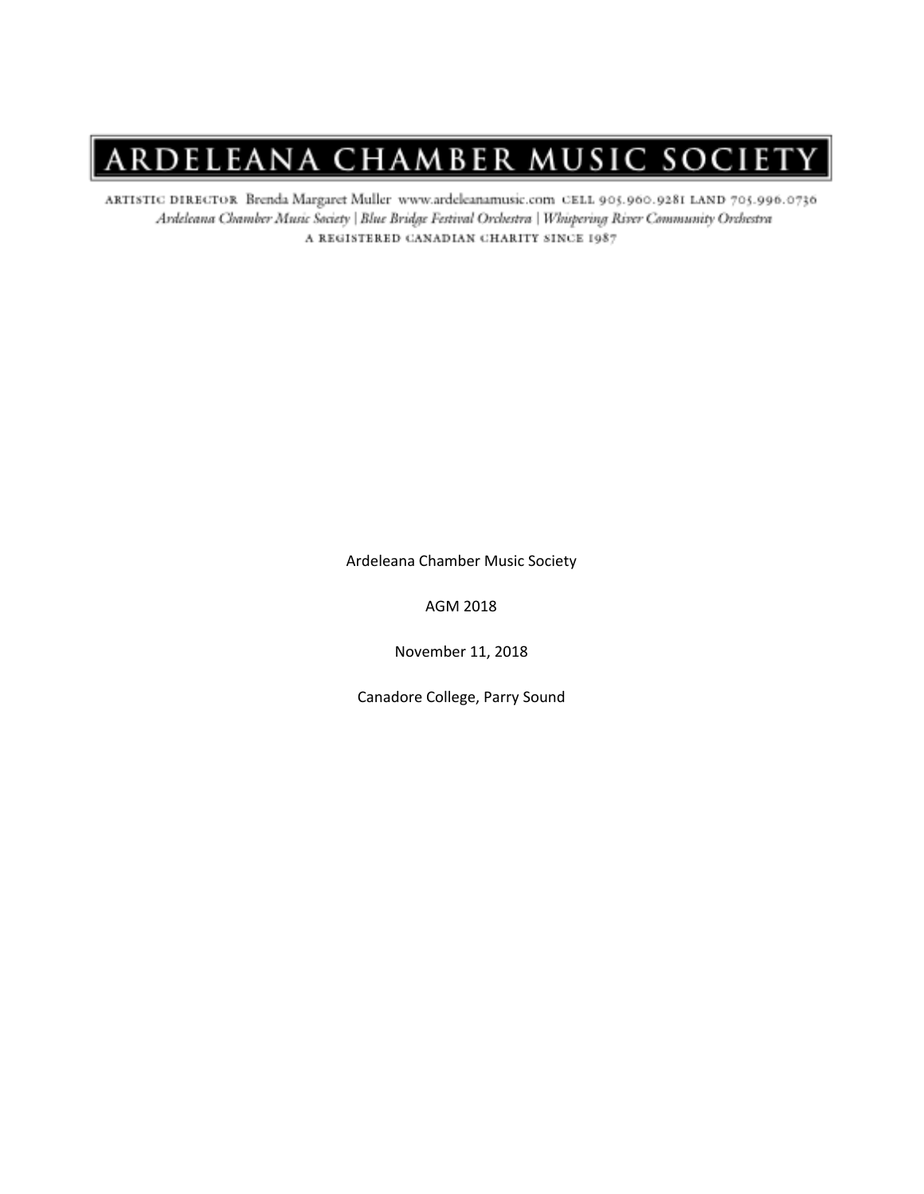# ARDELEANA CHAMBER MUSIC SOCIETY

ARTISTIC DIRECTOR Brenda Margaret Muller www.ardeleanamusic.com CELL 905.960.9281 LAND 705.996.0736

*Ardeleana Chamber Music Society | Blue Bridge Festival Orchestra | Whispering River Community Orchestra*

A REGISTERED CANADIAN CHARITY SINCE 1987

Ardeleana Chamber Music Society

AGM 2018

November 11, 2018

Canadore College, Parry Sound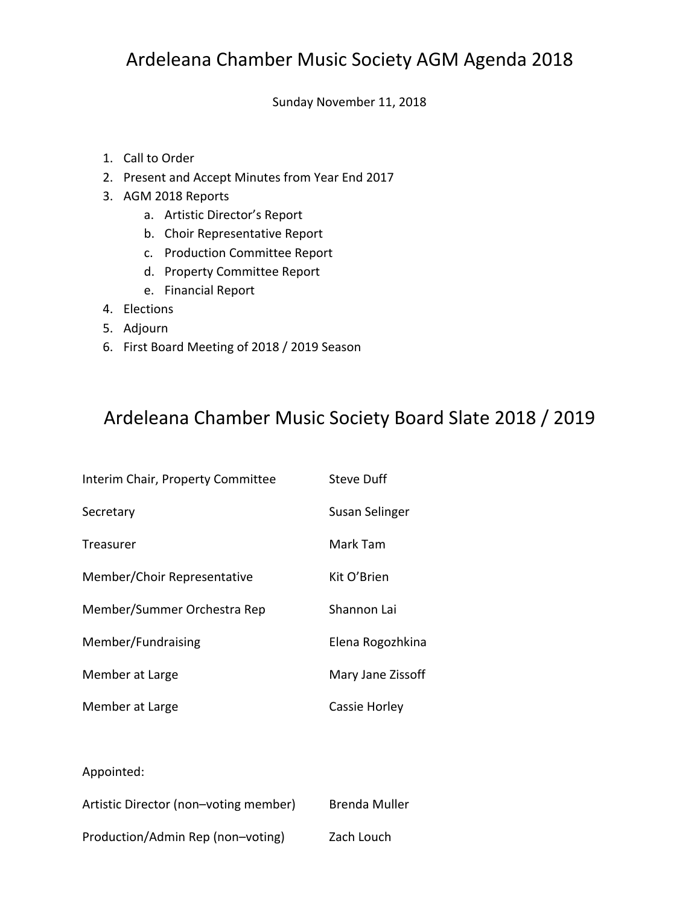# Ardeleana Chamber Music Society AGM Agenda 2018

Sunday November 11, 2018

1. Call to Order
2. Present and Accept Minutes from Year End 2017
3. AGM 2018 Reports
   a. Artistic Director's Report
   b. Choir Representative Report
   c. Production Committee Report
   d. Property Committee Report
   e. Financial Report
4. Elections
5. Adjourn
6. First Board Meeting of 2018 / 2019 Season

# Ardeleana Chamber Music Society Board Slate 2018 / 2019

| | |
|---|---|
| Interim Chair, Property Committee | Steve Duff |
| Secretary | Susan Selinger |
| Treasurer | Mark Tam |
| Member/Choir Representative | Kit O'Brien |
| Member/Summer Orchestra Rep | Shannon Lai |
| Member/Fundraising | Elena Rogozhkina |
| Member at Large | Mary Jane Zissoff |
| Member at Large | Cassie Horley |

Appointed:

| | |
|---|---|
| Artistic Director (non–voting member) | Brenda Muller |
| Production/Admin Rep (non–voting) | Zach Louch |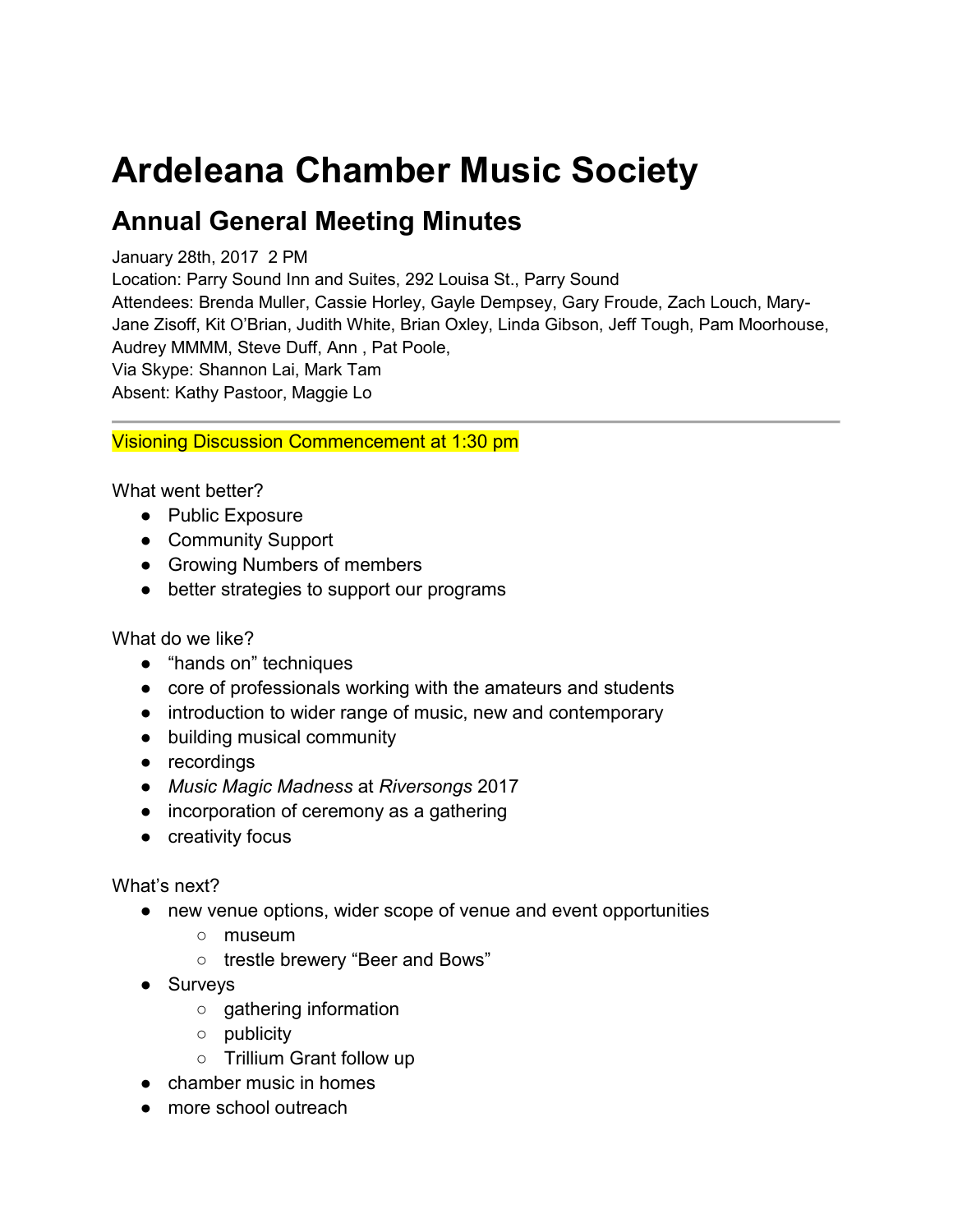# Ardeleana Chamber Music Society

## Annual General Meeting Minutes

January 28th, 2017 2 PM
Location: Parry Sound Inn and Suites, 292 Louisa St., Parry Sound
Attendees: Brenda Muller, Cassie Horley, Gayle Dempsey, Gary Froude, Zach Louch, Mary-Jane Zisoff, Kit O'Brian, Judith White, Brian Oxley, Linda Gibson, Jeff Tough, Pam Moorhouse, Audrey MMMM, Steve Duff, Ann , Pat Poole,
Via Skype: Shannon Lai, Mark Tam
Absent: Kathy Pastoor, Maggie Lo

---

Visioning Discussion Commencement at 1:30 pm

What went better?

- Public Exposure
- Community Support
- Growing Numbers of members
- better strategies to support our programs

What do we like?

- "hands on" techniques
- core of professionals working with the amateurs and students
- introduction to wider range of music, new and contemporary
- building musical community
- recordings
- *Music Magic Madness* at *Riversongs* 2017
- incorporation of ceremony as a gathering
- creativity focus

What's next?

- new venue options, wider scope of venue and event opportunities
  - museum
  - trestle brewery "Beer and Bows"
- Surveys
  - gathering information
  - publicity
  - Trillium Grant follow up
- chamber music in homes
- more school outreach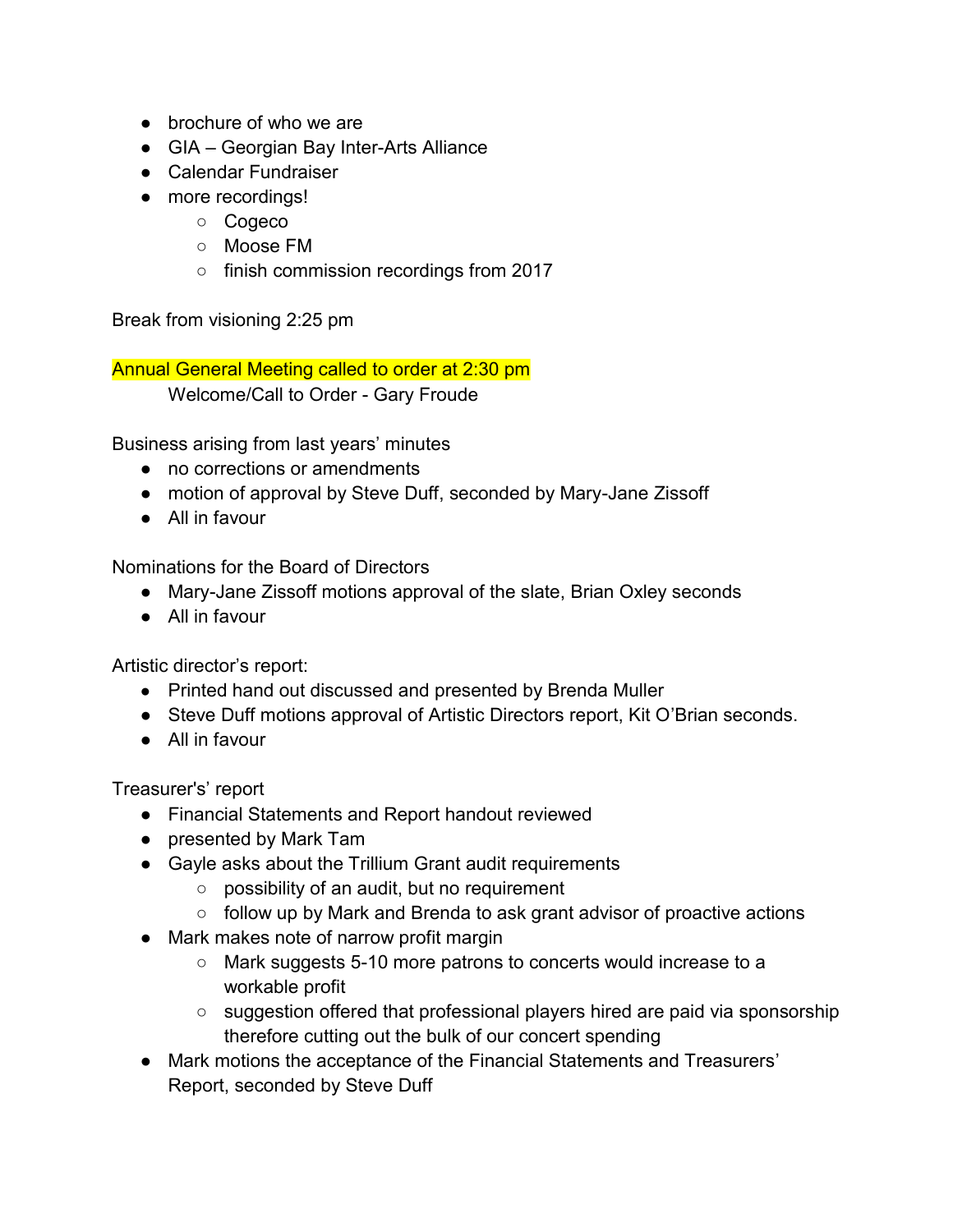- brochure of who we are
- GIA – Georgian Bay Inter-Arts Alliance
- Calendar Fundraiser
- more recordings!
    - Cogeco
    - Moose FM
    - finish commission recordings from 2017

Break from visioning 2:25 pm

Annual General Meeting called to order at 2:30 pm

Welcome/Call to Order - Gary Froude

Business arising from last years' minutes

- no corrections or amendments
- motion of approval by Steve Duff, seconded by Mary-Jane Zissoff
- All in favour

Nominations for the Board of Directors

- Mary-Jane Zissoff motions approval of the slate, Brian Oxley seconds
- All in favour

Artistic director's report:

- Printed hand out discussed and presented by Brenda Muller
- Steve Duff motions approval of Artistic Directors report, Kit O'Brian seconds.
- All in favour

Treasurer's' report

- Financial Statements and Report handout reviewed
- presented by Mark Tam
- Gayle asks about the Trillium Grant audit requirements
    - possibility of an audit, but no requirement
    - follow up by Mark and Brenda to ask grant advisor of proactive actions
- Mark makes note of narrow profit margin
    - Mark suggests 5-10 more patrons to concerts would increase to a workable profit
    - suggestion offered that professional players hired are paid via sponsorship therefore cutting out the bulk of our concert spending
- Mark motions the acceptance of the Financial Statements and Treasurers' Report, seconded by Steve Duff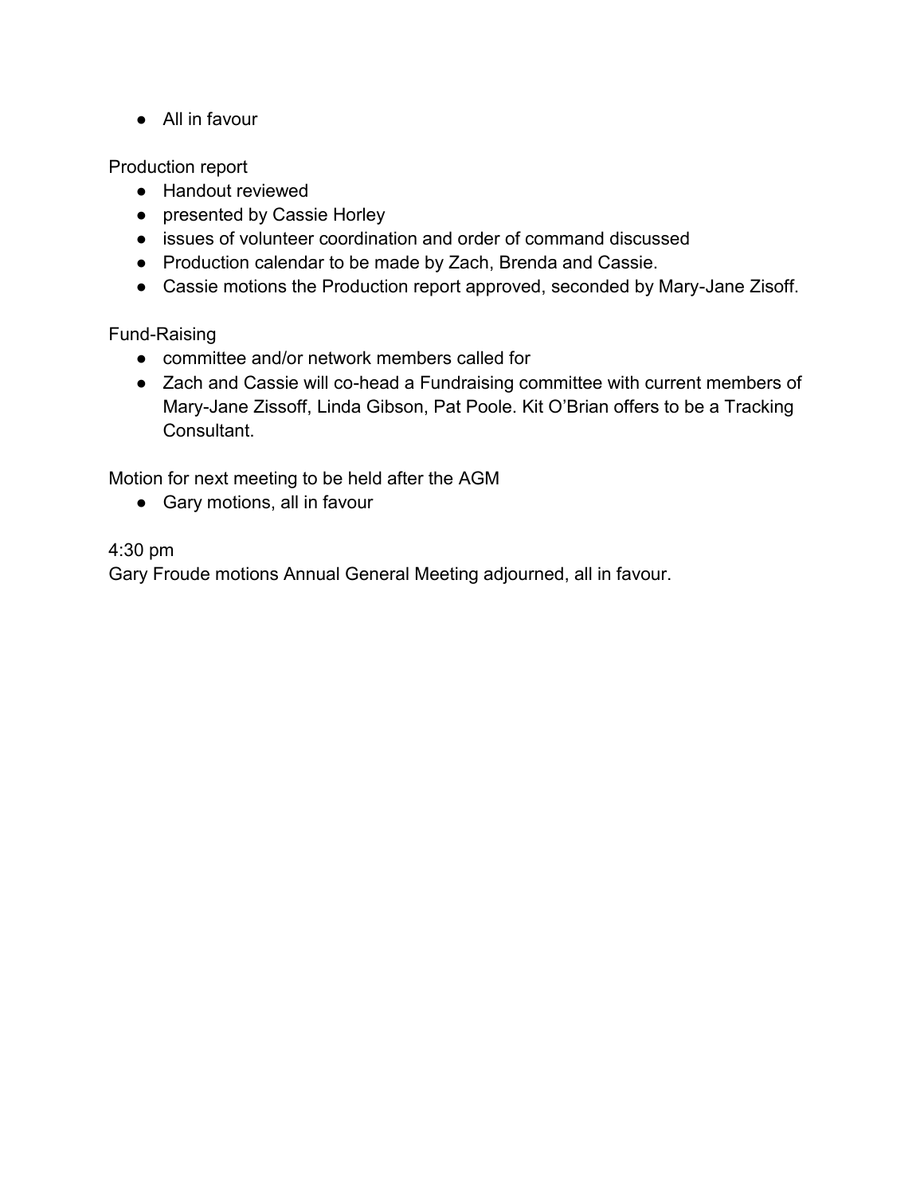- All in favour

Production report

- Handout reviewed
- presented by Cassie Horley
- issues of volunteer coordination and order of command discussed
- Production calendar to be made by Zach, Brenda and Cassie.
- Cassie motions the Production report approved, seconded by Mary-Jane Zisoff.

Fund-Raising

- committee and/or network members called for
- Zach and Cassie will co-head a Fundraising committee with current members of Mary-Jane Zissoff, Linda Gibson, Pat Poole. Kit O'Brian offers to be a Tracking Consultant.

Motion for next meeting to be held after the AGM

- Gary motions, all in favour

4:30 pm
Gary Froude motions Annual General Meeting adjourned, all in favour.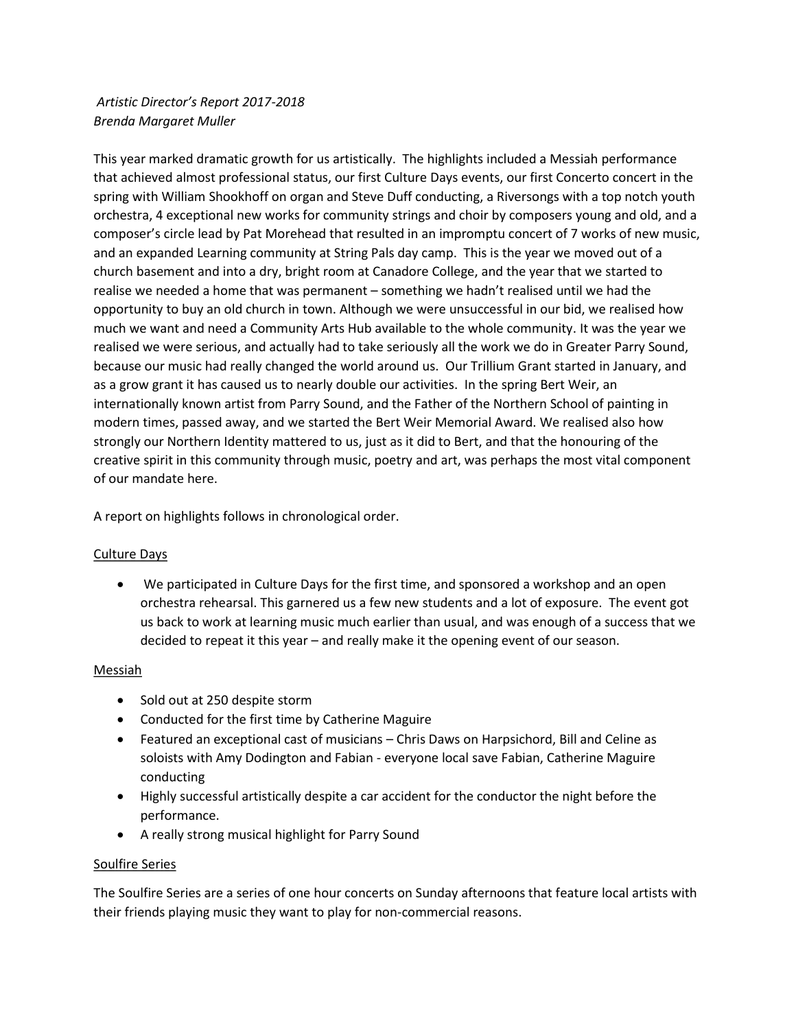*Artistic Director's Report 2017-2018*
*Brenda Margaret Muller*

This year marked dramatic growth for us artistically. The highlights included a Messiah performance that achieved almost professional status, our first Culture Days events, our first Concerto concert in the spring with William Shookhoff on organ and Steve Duff conducting, a Riversongs with a top notch youth orchestra, 4 exceptional new works for community strings and choir by composers young and old, and a composer's circle lead by Pat Morehead that resulted in an impromptu concert of 7 works of new music, and an expanded Learning community at String Pals day camp. This is the year we moved out of a church basement and into a dry, bright room at Canadore College, and the year that we started to realise we needed a home that was permanent – something we hadn't realised until we had the opportunity to buy an old church in town. Although we were unsuccessful in our bid, we realised how much we want and need a Community Arts Hub available to the whole community. It was the year we realised we were serious, and actually had to take seriously all the work we do in Greater Parry Sound, because our music had really changed the world around us. Our Trillium Grant started in January, and as a grow grant it has caused us to nearly double our activities. In the spring Bert Weir, an internationally known artist from Parry Sound, and the Father of the Northern School of painting in modern times, passed away, and we started the Bert Weir Memorial Award. We realised also how strongly our Northern Identity mattered to us, just as it did to Bert, and that the honouring of the creative spirit in this community through music, poetry and art, was perhaps the most vital component of our mandate here.

A report on highlights follows in chronological order.

<u>Culture Days</u>

- We participated in Culture Days for the first time, and sponsored a workshop and an open orchestra rehearsal. This garnered us a few new students and a lot of exposure. The event got us back to work at learning music much earlier than usual, and was enough of a success that we decided to repeat it this year – and really make it the opening event of our season.

<u>Messiah</u>

- Sold out at 250 despite storm
- Conducted for the first time by Catherine Maguire
- Featured an exceptional cast of musicians – Chris Daws on Harpsichord, Bill and Celine as soloists with Amy Dodington and Fabian - everyone local save Fabian, Catherine Maguire conducting
- Highly successful artistically despite a car accident for the conductor the night before the performance.
- A really strong musical highlight for Parry Sound

<u>Soulfire Series</u>

The Soulfire Series are a series of one hour concerts on Sunday afternoons that feature local artists with their friends playing music they want to play for non-commercial reasons.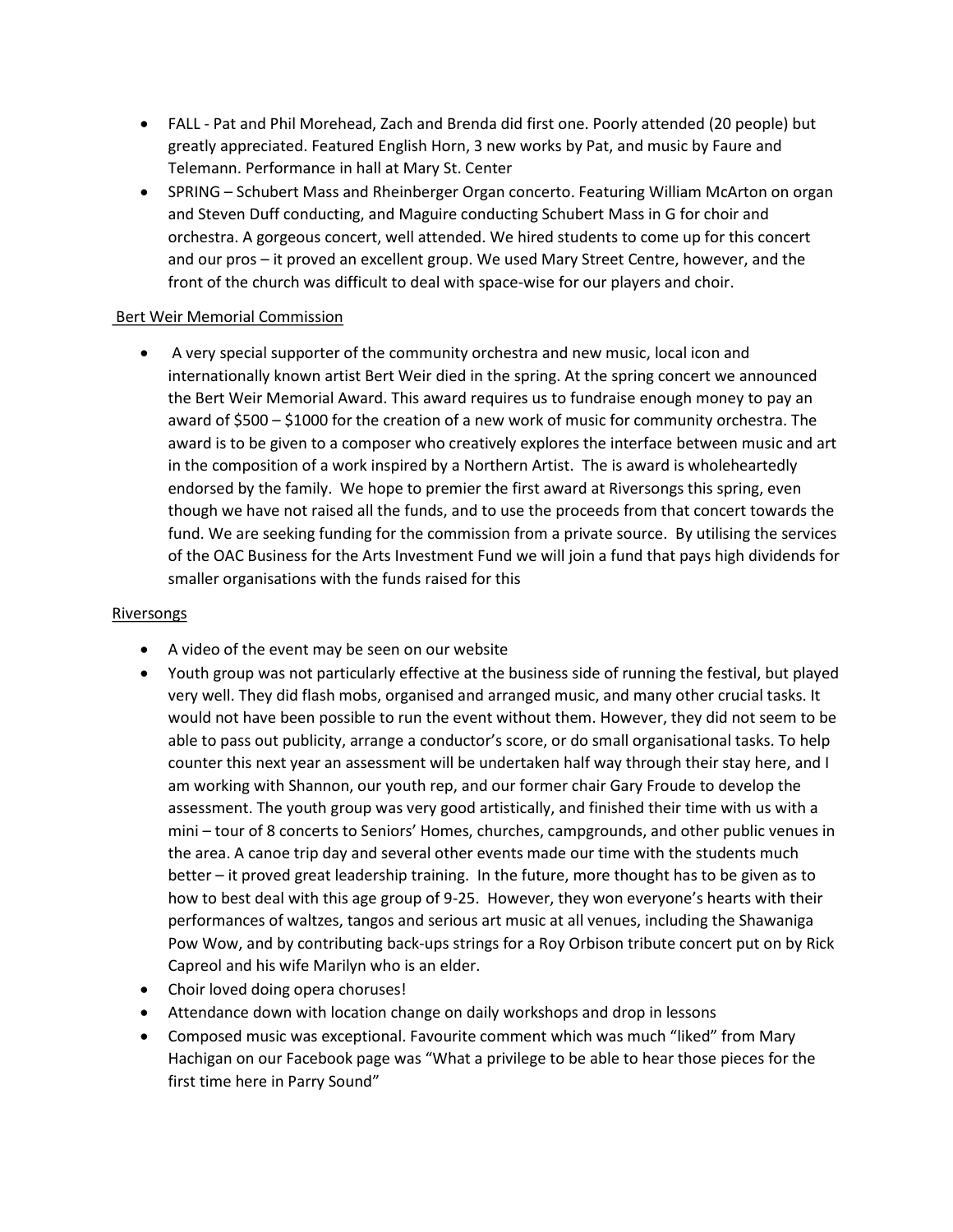- FALL - Pat and Phil Morehead, Zach and Brenda did first one. Poorly attended (20 people) but greatly appreciated. Featured English Horn, 3 new works by Pat, and music by Faure and Telemann. Performance in hall at Mary St. Center
- SPRING – Schubert Mass and Rheinberger Organ concerto. Featuring William McArton on organ and Steven Duff conducting, and Maguire conducting Schubert Mass in G for choir and orchestra. A gorgeous concert, well attended. We hired students to come up for this concert and our pros – it proved an excellent group. We used Mary Street Centre, however, and the front of the church was difficult to deal with space-wise for our players and choir.

Bert Weir Memorial Commission

- A very special supporter of the community orchestra and new music, local icon and internationally known artist Bert Weir died in the spring. At the spring concert we announced the Bert Weir Memorial Award. This award requires us to fundraise enough money to pay an award of $500 – $1000 for the creation of a new work of music for community orchestra. The award is to be given to a composer who creatively explores the interface between music and art in the composition of a work inspired by a Northern Artist. The is award is wholeheartedly endorsed by the family. We hope to premier the first award at Riversongs this spring, even though we have not raised all the funds, and to use the proceeds from that concert towards the fund. We are seeking funding for the commission from a private source. By utilising the services of the OAC Business for the Arts Investment Fund we will join a fund that pays high dividends for smaller organisations with the funds raised for this

Riversongs

- A video of the event may be seen on our website
- Youth group was not particularly effective at the business side of running the festival, but played very well. They did flash mobs, organised and arranged music, and many other crucial tasks. It would not have been possible to run the event without them. However, they did not seem to be able to pass out publicity, arrange a conductor's score, or do small organisational tasks. To help counter this next year an assessment will be undertaken half way through their stay here, and I am working with Shannon, our youth rep, and our former chair Gary Froude to develop the assessment. The youth group was very good artistically, and finished their time with us with a mini – tour of 8 concerts to Seniors' Homes, churches, campgrounds, and other public venues in the area. A canoe trip day and several other events made our time with the students much better – it proved great leadership training. In the future, more thought has to be given as to how to best deal with this age group of 9-25. However, they won everyone's hearts with their performances of waltzes, tangos and serious art music at all venues, including the Shawaniga Pow Wow, and by contributing back-ups strings for a Roy Orbison tribute concert put on by Rick Capreol and his wife Marilyn who is an elder.
- Choir loved doing opera choruses!
- Attendance down with location change on daily workshops and drop in lessons
- Composed music was exceptional. Favourite comment which was much "liked" from Mary Hachigan on our Facebook page was "What a privilege to be able to hear those pieces for the first time here in Parry Sound"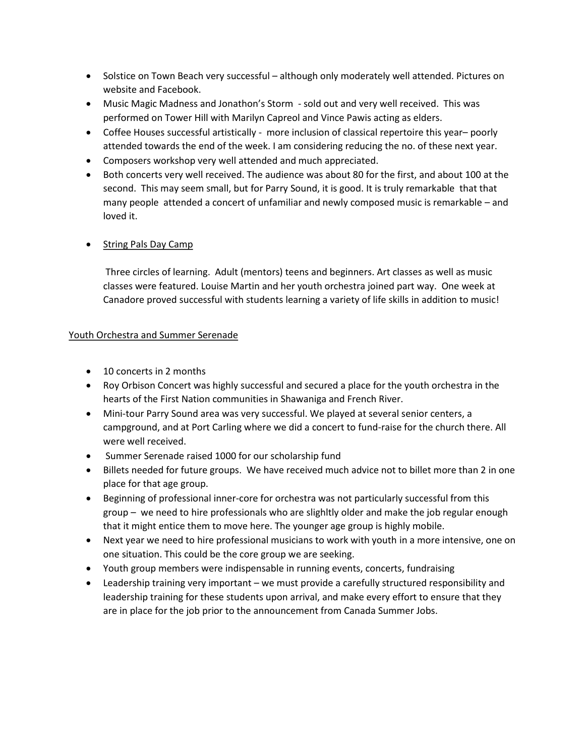- Solstice on Town Beach very successful – although only moderately well attended. Pictures on website and Facebook.
- Music Magic Madness and Jonathon's Storm - sold out and very well received. This was performed on Tower Hill with Marilyn Capreol and Vince Pawis acting as elders.
- Coffee Houses successful artistically - more inclusion of classical repertoire this year– poorly attended towards the end of the week. I am considering reducing the no. of these next year.
- Composers workshop very well attended and much appreciated.
- Both concerts very well received. The audience was about 80 for the first, and about 100 at the second. This may seem small, but for Parry Sound, it is good. It is truly remarkable that that many people attended a concert of unfamiliar and newly composed music is remarkable – and loved it.

- <u>String Pals Day Camp</u>

  Three circles of learning. Adult (mentors) teens and beginners. Art classes as well as music classes were featured. Louise Martin and her youth orchestra joined part way. One week at Canadore proved successful with students learning a variety of life skills in addition to music!

<u>Youth Orchestra and Summer Serenade</u>

- 10 concerts in 2 months
- Roy Orbison Concert was highly successful and secured a place for the youth orchestra in the hearts of the First Nation communities in Shawaniga and French River.
- Mini-tour Parry Sound area was very successful. We played at several senior centers, a campground, and at Port Carling where we did a concert to fund-raise for the church there. All were well received.
- Summer Serenade raised 1000 for our scholarship fund
- Billets needed for future groups. We have received much advice not to billet more than 2 in one place for that age group.
- Beginning of professional inner-core for orchestra was not particularly successful from this group – we need to hire professionals who are slighltly older and make the job regular enough that it might entice them to move here. The younger age group is highly mobile.
- Next year we need to hire professional musicians to work with youth in a more intensive, one on one situation. This could be the core group we are seeking.
- Youth group members were indispensable in running events, concerts, fundraising
- Leadership training very important – we must provide a carefully structured responsibility and leadership training for these students upon arrival, and make every effort to ensure that they are in place for the job prior to the announcement from Canada Summer Jobs.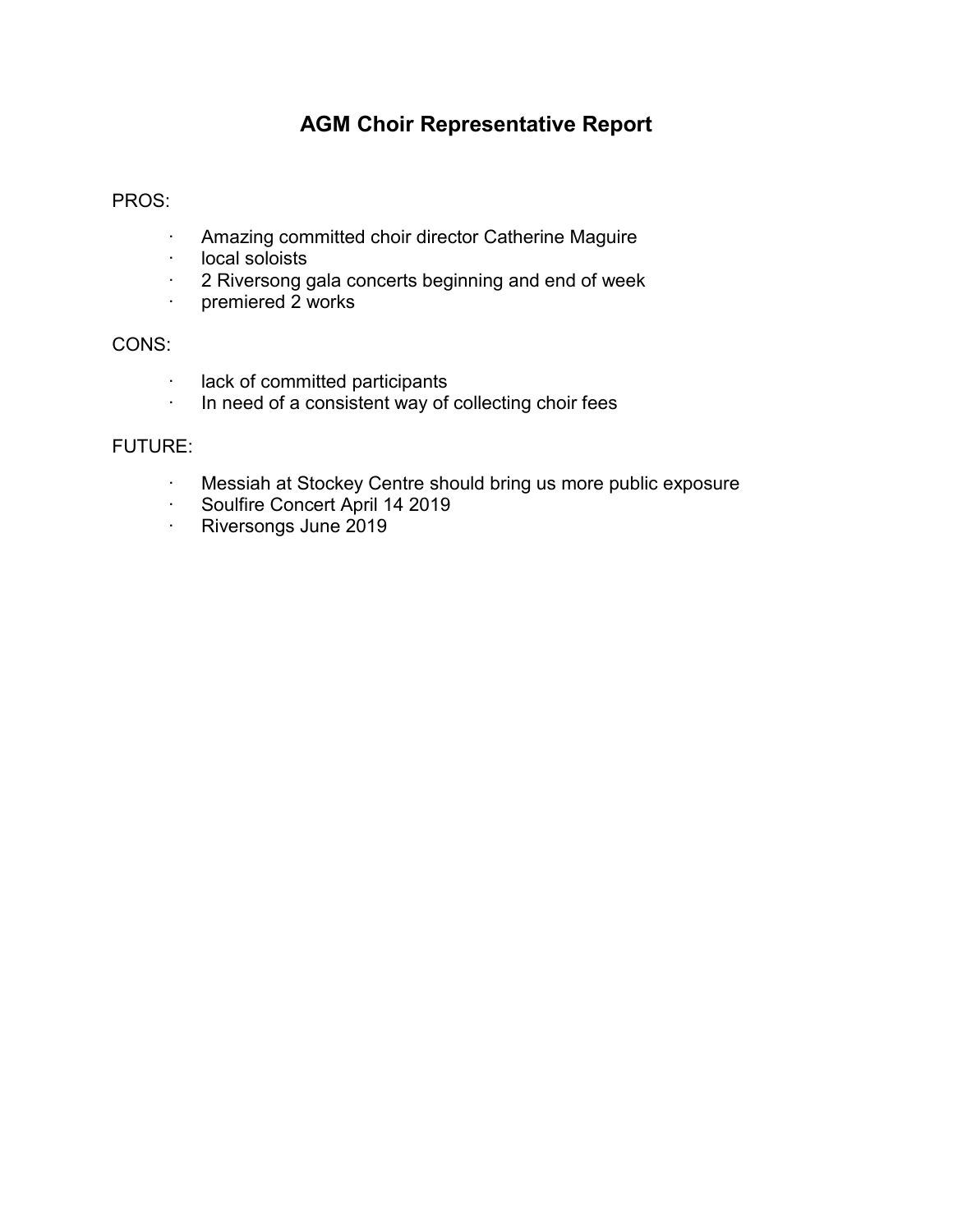# AGM Choir Representative Report

PROS:

- Amazing committed choir director Catherine Maguire
- local soloists
- 2 Riversong gala concerts beginning and end of week
- premiered 2 works

CONS:

- lack of committed participants
- In need of a consistent way of collecting choir fees

FUTURE:

- Messiah at Stockey Centre should bring us more public exposure
- Soulfire Concert April 14 2019
- Riversongs June 2019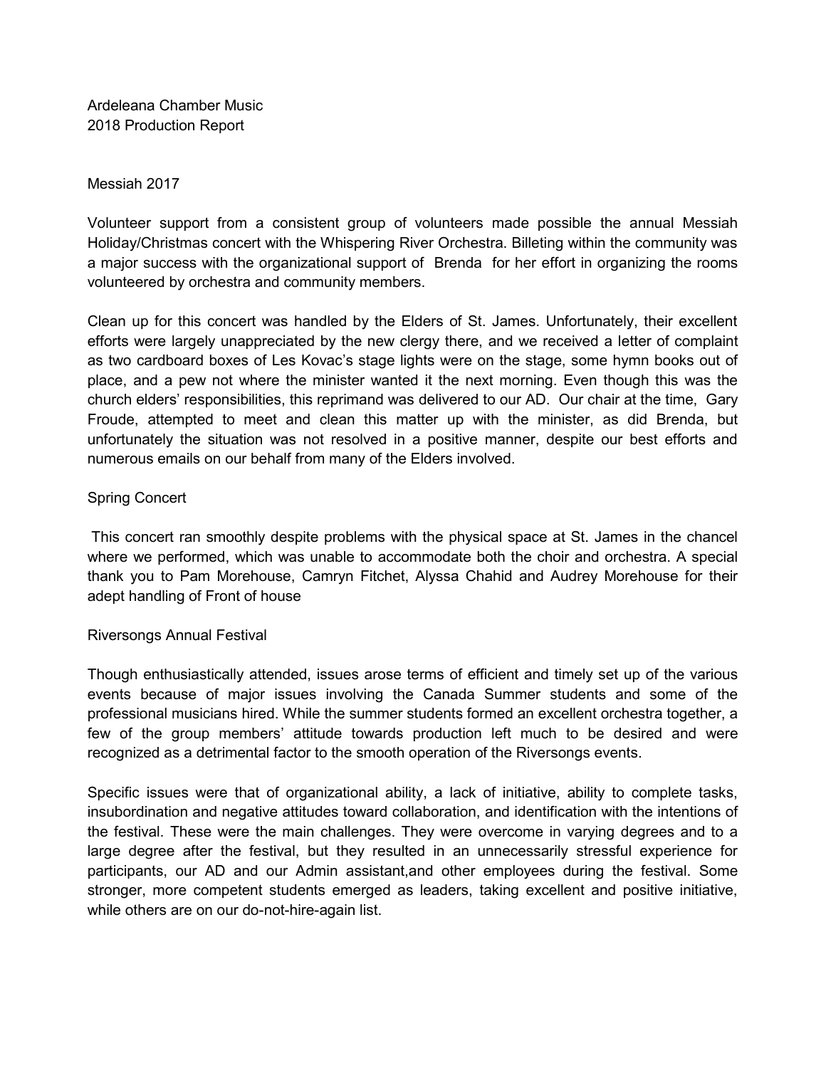Ardeleana Chamber Music
2018 Production Report

## Messiah 2017

Volunteer support from a consistent group of volunteers made possible the annual Messiah Holiday/Christmas concert with the Whispering River Orchestra. Billeting within the community was a major success with the organizational support of Brenda for her effort in organizing the rooms volunteered by orchestra and community members.

Clean up for this concert was handled by the Elders of St. James. Unfortunately, their excellent efforts were largely unappreciated by the new clergy there, and we received a letter of complaint as two cardboard boxes of Les Kovac's stage lights were on the stage, some hymn books out of place, and a pew not where the minister wanted it the next morning. Even though this was the church elders' responsibilities, this reprimand was delivered to our AD. Our chair at the time, Gary Froude, attempted to meet and clean this matter up with the minister, as did Brenda, but unfortunately the situation was not resolved in a positive manner, despite our best efforts and numerous emails on our behalf from many of the Elders involved.

## Spring Concert

This concert ran smoothly despite problems with the physical space at St. James in the chancel where we performed, which was unable to accommodate both the choir and orchestra. A special thank you to Pam Morehouse, Camryn Fitchet, Alyssa Chahid and Audrey Morehouse for their adept handling of Front of house

## Riversongs Annual Festival

Though enthusiastically attended, issues arose terms of efficient and timely set up of the various events because of major issues involving the Canada Summer students and some of the professional musicians hired. While the summer students formed an excellent orchestra together, a few of the group members' attitude towards production left much to be desired and were recognized as a detrimental factor to the smooth operation of the Riversongs events.

Specific issues were that of organizational ability, a lack of initiative, ability to complete tasks, insubordination and negative attitudes toward collaboration, and identification with the intentions of the festival. These were the main challenges. They were overcome in varying degrees and to a large degree after the festival, but they resulted in an unnecessarily stressful experience for participants, our AD and our Admin assistant,and other employees during the festival. Some stronger, more competent students emerged as leaders, taking excellent and positive initiative, while others are on our do-not-hire-again list.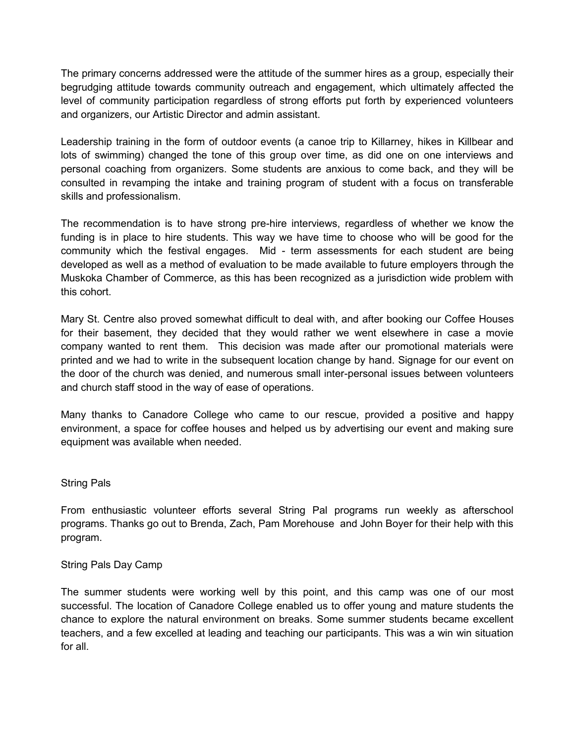The primary concerns addressed were the attitude of the summer hires as a group, especially their begrudging attitude towards community outreach and engagement, which ultimately affected the level of community participation regardless of strong efforts put forth by experienced volunteers and organizers, our Artistic Director and admin assistant.

Leadership training in the form of outdoor events (a canoe trip to Killarney, hikes in Killbear and lots of swimming) changed the tone of this group over time, as did one on one interviews and personal coaching from organizers. Some students are anxious to come back, and they will be consulted in revamping the intake and training program of student with a focus on transferable skills and professionalism.

The recommendation is to have strong pre-hire interviews, regardless of whether we know the funding is in place to hire students. This way we have time to choose who will be good for the community which the festival engages. Mid - term assessments for each student are being developed as well as a method of evaluation to be made available to future employers through the Muskoka Chamber of Commerce, as this has been recognized as a jurisdiction wide problem with this cohort.

Mary St. Centre also proved somewhat difficult to deal with, and after booking our Coffee Houses for their basement, they decided that they would rather we went elsewhere in case a movie company wanted to rent them. This decision was made after our promotional materials were printed and we had to write in the subsequent location change by hand. Signage for our event on the door of the church was denied, and numerous small inter-personal issues between volunteers and church staff stood in the way of ease of operations.

Many thanks to Canadore College who came to our rescue, provided a positive and happy environment, a space for coffee houses and helped us by advertising our event and making sure equipment was available when needed.

## String Pals

From enthusiastic volunteer efforts several String Pal programs run weekly as afterschool programs. Thanks go out to Brenda, Zach, Pam Morehouse and John Boyer for their help with this program.

## String Pals Day Camp

The summer students were working well by this point, and this camp was one of our most successful. The location of Canadore College enabled us to offer young and mature students the chance to explore the natural environment on breaks. Some summer students became excellent teachers, and a few excelled at leading and teaching our participants. This was a win win situation for all.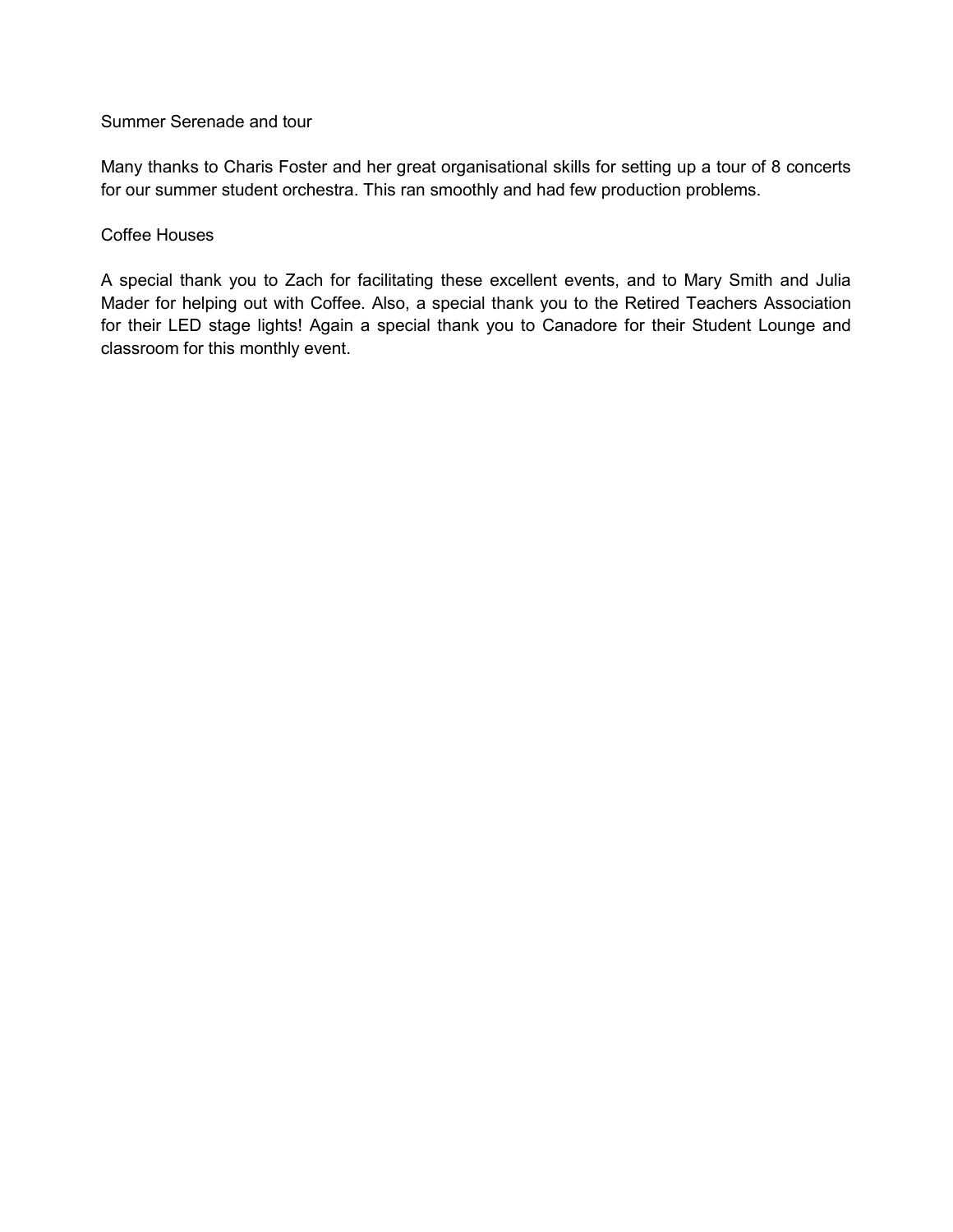## Summer Serenade and tour

Many thanks to Charis Foster and her great organisational skills for setting up a tour of 8 concerts for our summer student orchestra. This ran smoothly and had few production problems.

## Coffee Houses

A special thank you to Zach for facilitating these excellent events, and to Mary Smith and Julia Mader for helping out with Coffee. Also, a special thank you to the Retired Teachers Association for their LED stage lights! Again a special thank you to Canadore for their Student Lounge and classroom for this monthly event.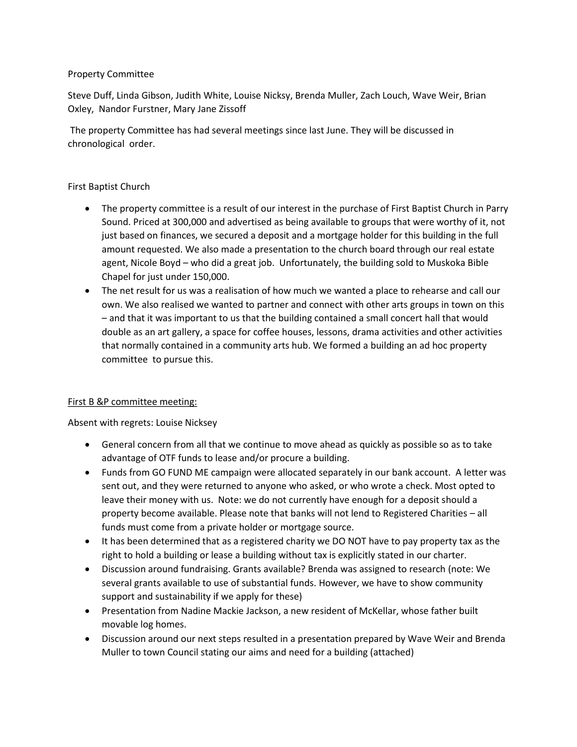Property Committee

Steve Duff, Linda Gibson, Judith White, Louise Nicksy, Brenda Muller, Zach Louch, Wave Weir, Brian Oxley, Nandor Furstner, Mary Jane Zissoff

The property Committee has had several meetings since last June. They will be discussed in chronological order.

First Baptist Church

- The property committee is a result of our interest in the purchase of First Baptist Church in Parry Sound. Priced at 300,000 and advertised as being available to groups that were worthy of it, not just based on finances, we secured a deposit and a mortgage holder for this building in the full amount requested. We also made a presentation to the church board through our real estate agent, Nicole Boyd – who did a great job. Unfortunately, the building sold to Muskoka Bible Chapel for just under 150,000.
- The net result for us was a realisation of how much we wanted a place to rehearse and call our own. We also realised we wanted to partner and connect with other arts groups in town on this – and that it was important to us that the building contained a small concert hall that would double as an art gallery, a space for coffee houses, lessons, drama activities and other activities that normally contained in a community arts hub. We formed a building an ad hoc property committee to pursue this.

<u>First B &P committee meeting:</u>

Absent with regrets: Louise Nicksey

- General concern from all that we continue to move ahead as quickly as possible so as to take advantage of OTF funds to lease and/or procure a building.
- Funds from GO FUND ME campaign were allocated separately in our bank account. A letter was sent out, and they were returned to anyone who asked, or who wrote a check. Most opted to leave their money with us. Note: we do not currently have enough for a deposit should a property become available. Please note that banks will not lend to Registered Charities – all funds must come from a private holder or mortgage source.
- It has been determined that as a registered charity we DO NOT have to pay property tax as the right to hold a building or lease a building without tax is explicitly stated in our charter.
- Discussion around fundraising. Grants available? Brenda was assigned to research (note: We several grants available to use of substantial funds. However, we have to show community support and sustainability if we apply for these)
- Presentation from Nadine Mackie Jackson, a new resident of McKellar, whose father built movable log homes.
- Discussion around our next steps resulted in a presentation prepared by Wave Weir and Brenda Muller to town Council stating our aims and need for a building (attached)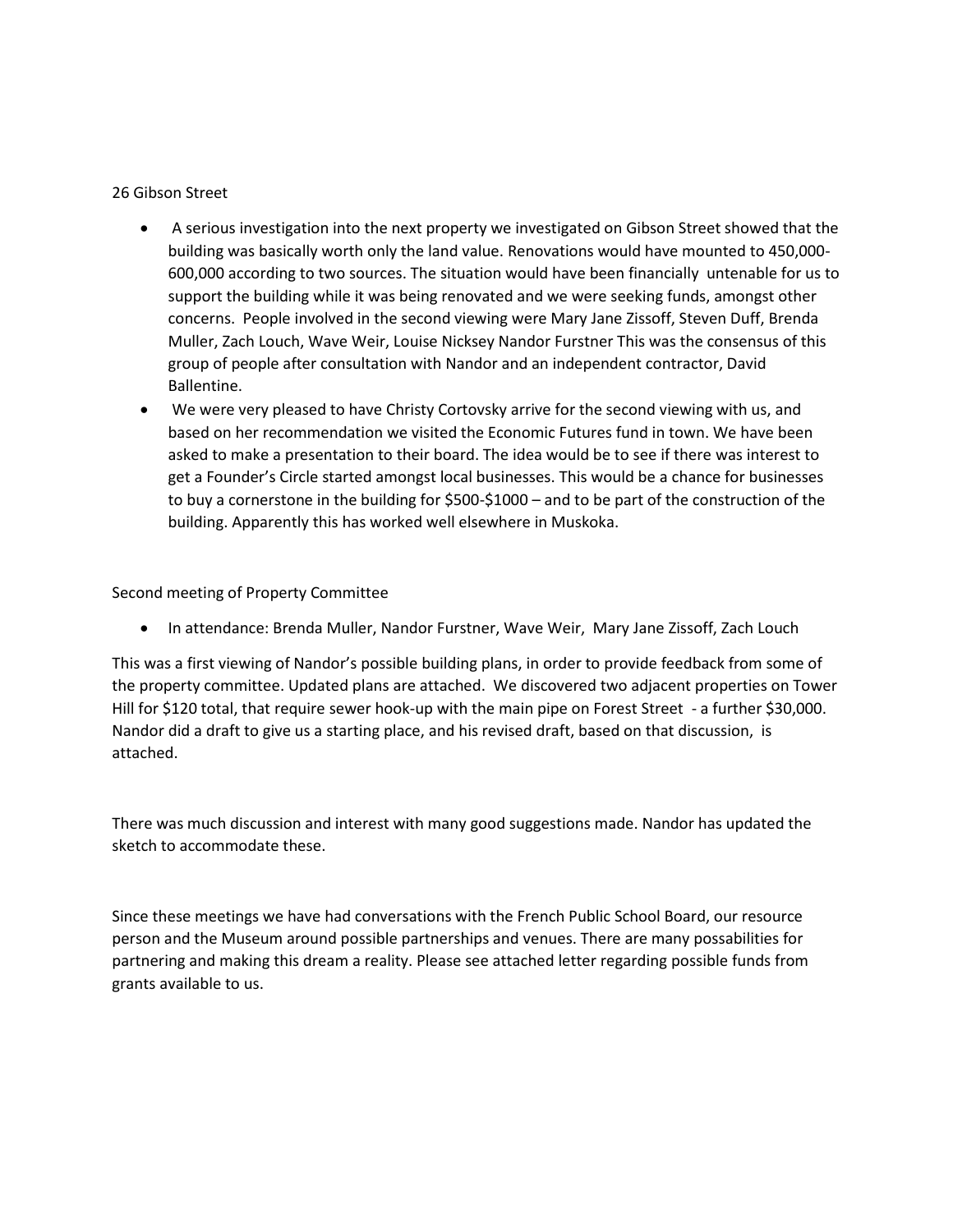26 Gibson Street

- A serious investigation into the next property we investigated on Gibson Street showed that the building was basically worth only the land value. Renovations would have mounted to 450,000-600,000 according to two sources. The situation would have been financially untenable for us to support the building while it was being renovated and we were seeking funds, amongst other concerns. People involved in the second viewing were Mary Jane Zissoff, Steven Duff, Brenda Muller, Zach Louch, Wave Weir, Louise Nicksey Nandor Furstner This was the consensus of this group of people after consultation with Nandor and an independent contractor, David Ballentine.
- We were very pleased to have Christy Cortovsky arrive for the second viewing with us, and based on her recommendation we visited the Economic Futures fund in town. We have been asked to make a presentation to their board. The idea would be to see if there was interest to get a Founder's Circle started amongst local businesses. This would be a chance for businesses to buy a cornerstone in the building for $500-$1000 – and to be part of the construction of the building. Apparently this has worked well elsewhere in Muskoka.

Second meeting of Property Committee

- In attendance: Brenda Muller, Nandor Furstner, Wave Weir, Mary Jane Zissoff, Zach Louch

This was a first viewing of Nandor's possible building plans, in order to provide feedback from some of the property committee. Updated plans are attached. We discovered two adjacent properties on Tower Hill for $120 total, that require sewer hook-up with the main pipe on Forest Street - a further $30,000. Nandor did a draft to give us a starting place, and his revised draft, based on that discussion, is attached.

There was much discussion and interest with many good suggestions made. Nandor has updated the sketch to accommodate these.

Since these meetings we have had conversations with the French Public School Board, our resource person and the Museum around possible partnerships and venues. There are many possabilities for partnering and making this dream a reality. Please see attached letter regarding possible funds from grants available to us.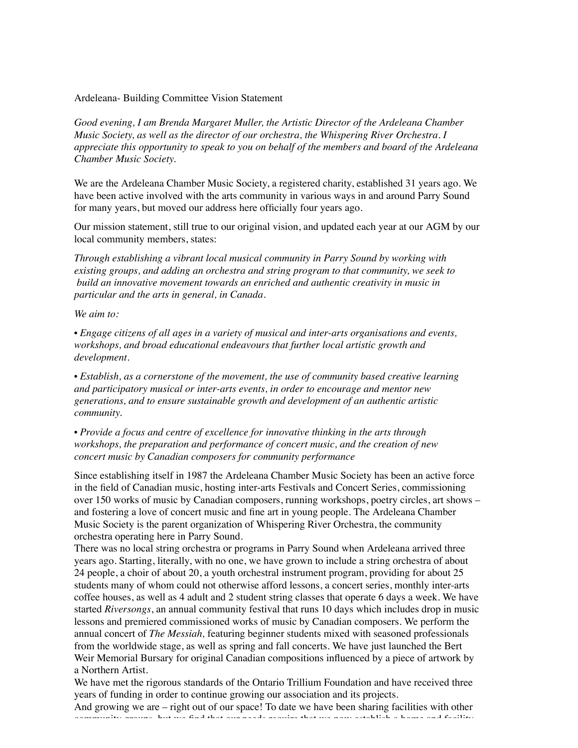Ardeleana- Building Committee Vision Statement

*Good evening, I am Brenda Margaret Muller, the Artistic Director of the Ardeleana Chamber Music Society, as well as the director of our orchestra, the Whispering River Orchestra. I appreciate this opportunity to speak to you on behalf of the members and board of the Ardeleana Chamber Music Society.*

We are the Ardeleana Chamber Music Society, a registered charity, established 31 years ago. We have been active involved with the arts community in various ways in and around Parry Sound for many years, but moved our address here officially four years ago.

Our mission statement, still true to our original vision, and updated each year at our AGM by our local community members, states:

*Through establishing a vibrant local musical community in Parry Sound by working with existing groups, and adding an orchestra and string program to that community, we seek to build an innovative movement towards an enriched and authentic creativity in music in particular and the arts in general, in Canada.*

*We aim to:*

*• Engage citizens of all ages in a variety of musical and inter-arts organisations and events, workshops, and broad educational endeavours that further local artistic growth and development.*

*• Establish, as a cornerstone of the movement, the use of community based creative learning and participatory musical or inter-arts events, in order to encourage and mentor new generations, and to ensure sustainable growth and development of an authentic artistic community.*

*• Provide a focus and centre of excellence for innovative thinking in the arts through workshops, the preparation and performance of concert music, and the creation of new concert music by Canadian composers for community performance*

Since establishing itself in 1987 the Ardeleana Chamber Music Society has been an active force in the field of Canadian music, hosting inter-arts Festivals and Concert Series, commissioning over 150 works of music by Canadian composers, running workshops, poetry circles, art shows – and fostering a love of concert music and fine art in young people. The Ardeleana Chamber Music Society is the parent organization of Whispering River Orchestra, the community orchestra operating here in Parry Sound.

There was no local string orchestra or programs in Parry Sound when Ardeleana arrived three years ago. Starting, literally, with no one, we have grown to include a string orchestra of about 24 people, a choir of about 20, a youth orchestral instrument program, providing for about 25 students many of whom could not otherwise afford lessons, a concert series, monthly inter-arts coffee houses, as well as 4 adult and 2 student string classes that operate 6 days a week. We have started *Riversongs*, an annual community festival that runs 10 days which includes drop in music lessons and premiered commissioned works of music by Canadian composers. We perform the annual concert of *The Messiah,* featuring beginner students mixed with seasoned professionals from the worldwide stage, as well as spring and fall concerts. We have just launched the Bert Weir Memorial Bursary for original Canadian compositions influenced by a piece of artwork by a Northern Artist.

We have met the rigorous standards of the Ontario Trillium Foundation and have received three years of funding in order to continue growing our association and its projects.

And growing we are – right out of our space! To date we have been sharing facilities with other community groups, but we find that our needs require that we now establish a home and facility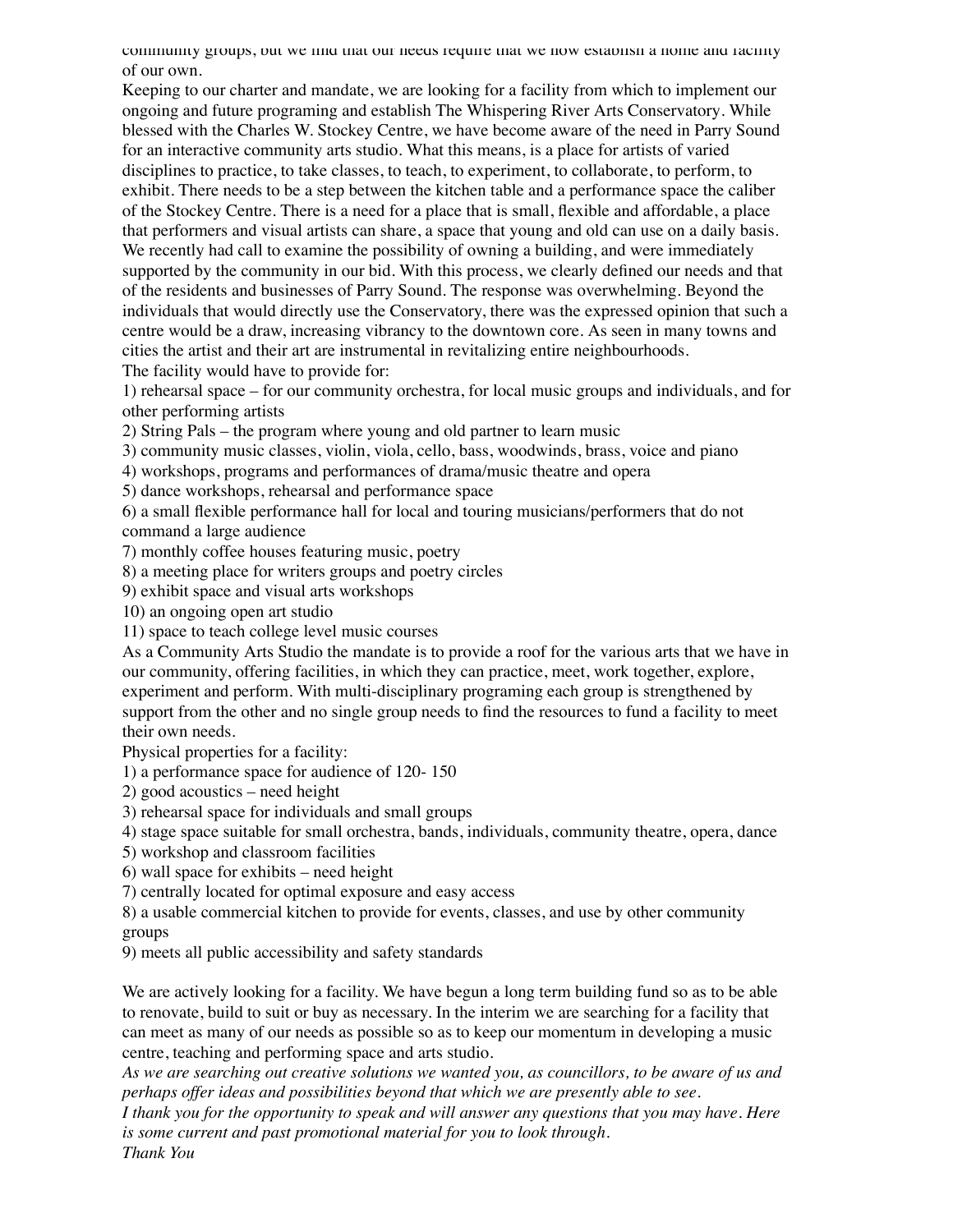community groups, but we find that our needs require that we now establish a home and facility of our own.

Keeping to our charter and mandate, we are looking for a facility from which to implement our ongoing and future programing and establish The Whispering River Arts Conservatory. While blessed with the Charles W. Stockey Centre, we have become aware of the need in Parry Sound for an interactive community arts studio. What this means, is a place for artists of varied disciplines to practice, to take classes, to teach, to experiment, to collaborate, to perform, to exhibit. There needs to be a step between the kitchen table and a performance space the caliber of the Stockey Centre. There is a need for a place that is small, flexible and affordable, a place that performers and visual artists can share, a space that young and old can use on a daily basis.

We recently had call to examine the possibility of owning a building, and were immediately supported by the community in our bid. With this process, we clearly defined our needs and that of the residents and businesses of Parry Sound. The response was overwhelming. Beyond the individuals that would directly use the Conservatory, there was the expressed opinion that such a centre would be a draw, increasing vibrancy to the downtown core. As seen in many towns and cities the artist and their art are instrumental in revitalizing entire neighbourhoods.

The facility would have to provide for:

1) rehearsal space – for our community orchestra, for local music groups and individuals, and for other performing artists
2) String Pals – the program where young and old partner to learn music
3) community music classes, violin, viola, cello, bass, woodwinds, brass, voice and piano
4) workshops, programs and performances of drama/music theatre and opera
5) dance workshops, rehearsal and performance space
6) a small flexible performance hall for local and touring musicians/performers that do not command a large audience
7) monthly coffee houses featuring music, poetry
8) a meeting place for writers groups and poetry circles
9) exhibit space and visual arts workshops
10) an ongoing open art studio
11) space to teach college level music courses

As a Community Arts Studio the mandate is to provide a roof for the various arts that we have in our community, offering facilities, in which they can practice, meet, work together, explore, experiment and perform. With multi-disciplinary programing each group is strengthened by support from the other and no single group needs to find the resources to fund a facility to meet their own needs.

Physical properties for a facility:

1) a performance space for audience of 120- 150
2) good acoustics – need height
3) rehearsal space for individuals and small groups
4) stage space suitable for small orchestra, bands, individuals, community theatre, opera, dance
5) workshop and classroom facilities
6) wall space for exhibits – need height
7) centrally located for optimal exposure and easy access
8) a usable commercial kitchen to provide for events, classes, and use by other community groups
9) meets all public accessibility and safety standards

We are actively looking for a facility. We have begun a long term building fund so as to be able to renovate, build to suit or buy as necessary. In the interim we are searching for a facility that can meet as many of our needs as possible so as to keep our momentum in developing a music centre, teaching and performing space and arts studio.

*As we are searching out creative solutions we wanted you, as councillors, to be aware of us and perhaps offer ideas and possibilities beyond that which we are presently able to see.*

*I thank you for the opportunity to speak and will answer any questions that you may have. Here is some current and past promotional material for you to look through.*

*Thank You*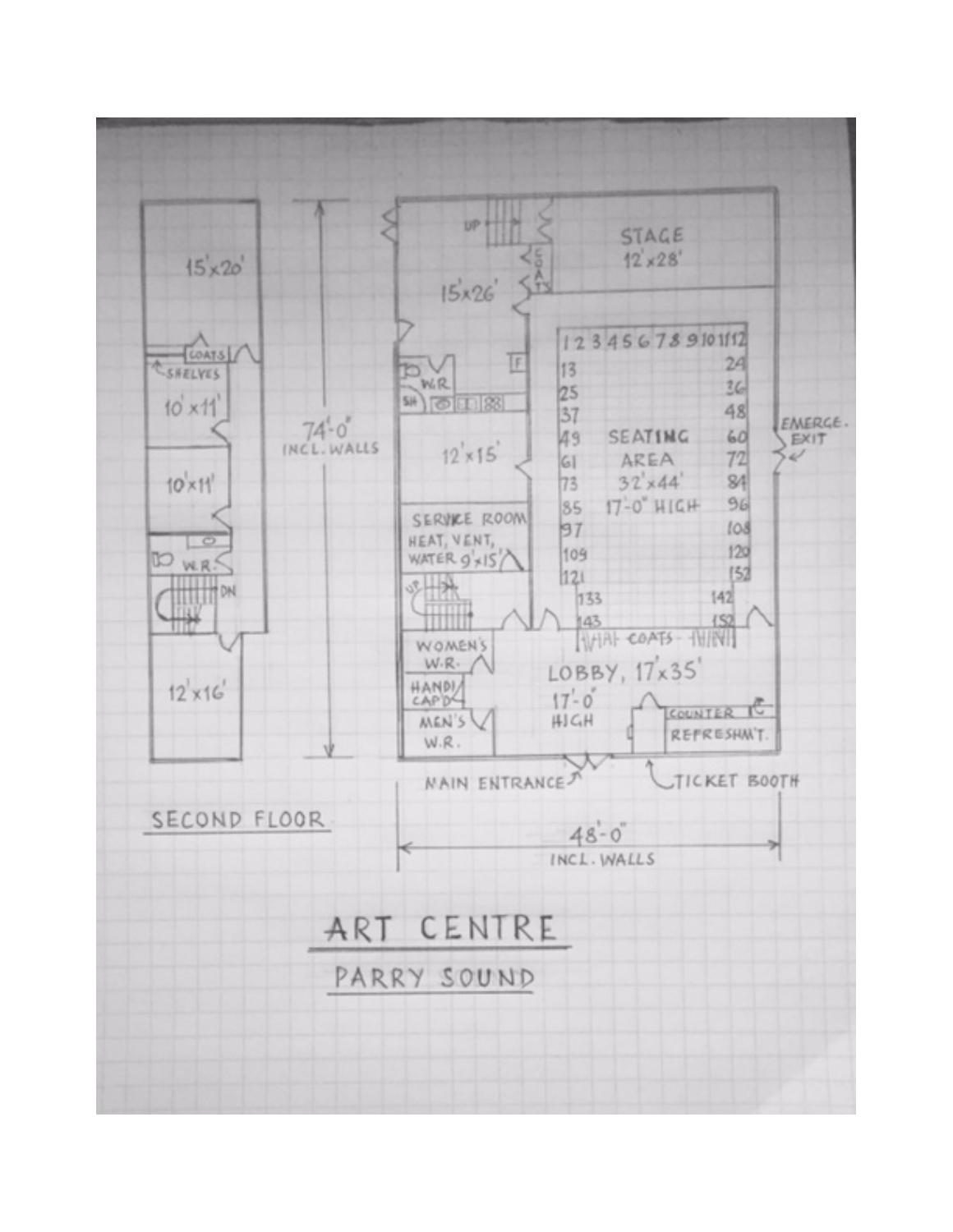# ART CENTRE

## PARRY SOUND

SECOND FLOOR

15'x20'

COATS

SHELVES

10'x11'

10'x11'

W.R.

DN

12'x16'

74'-0"
INCL. WALLS

UP

15'x26'

COATS

W.R.

SH

F

12'x15'

SERVICE ROOM
HEAT, VENT,
WATER 9'x15'

UP

STAGE
12'x28'

1 2 3 4 5 6 7 8 9 10 11 12

13 24

25 36

37 48

49 60

61 72

73 84

85 96

97 108

109 120

121 152

133 142

143 152

SEATING
AREA
32'x44'
17'-0" HIGH

EMERGE.
EXIT

COATS

WOMEN'S
W.R.

HANDI
CAP'D

MEN'S
W.R.

LOBBY, 17'x35'
17'-0"
HIGH

COUNTER

REFRESHM'T.

MAIN ENTRANCE

TICKET BOOTH

48'-0"
INCL. WALLS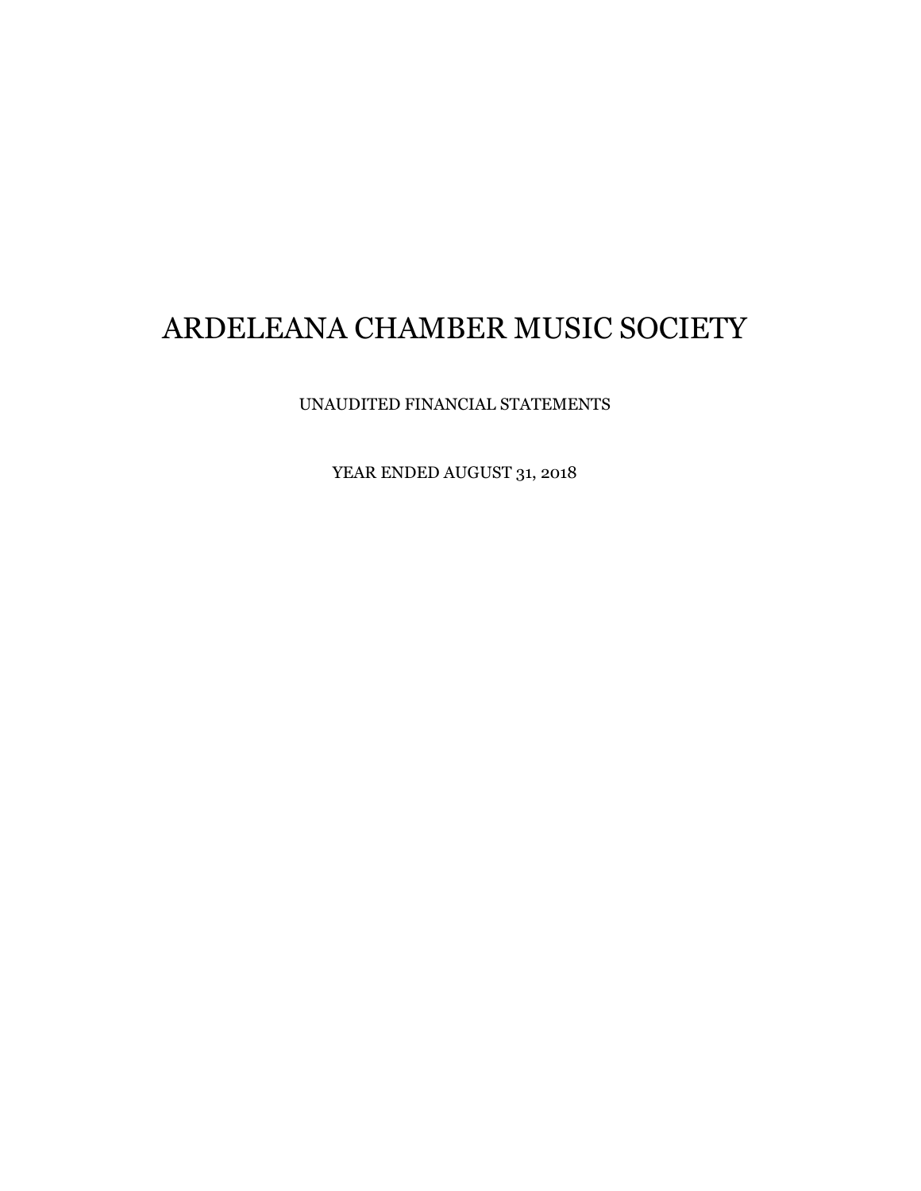# ARDELEANA CHAMBER MUSIC SOCIETY

UNAUDITED FINANCIAL STATEMENTS

YEAR ENDED AUGUST 31, 2018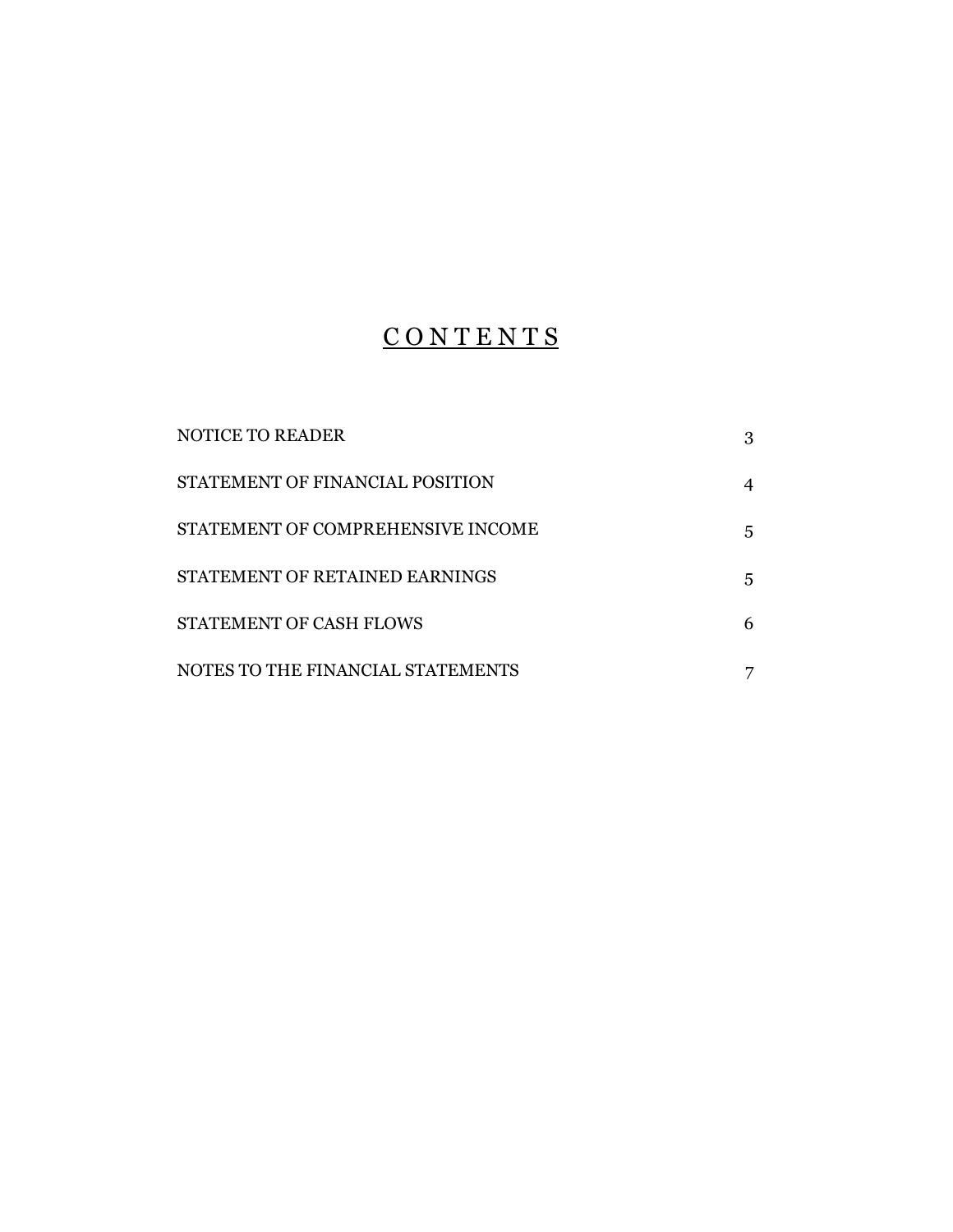# CONTENTS

| | |
|---|---|
| NOTICE TO READER | 3 |
| STATEMENT OF FINANCIAL POSITION | 4 |
| STATEMENT OF COMPREHENSIVE INCOME | 5 |
| STATEMENT OF RETAINED EARNINGS | 5 |
| STATEMENT OF CASH FLOWS | 6 |
| NOTES TO THE FINANCIAL STATEMENTS | 7 |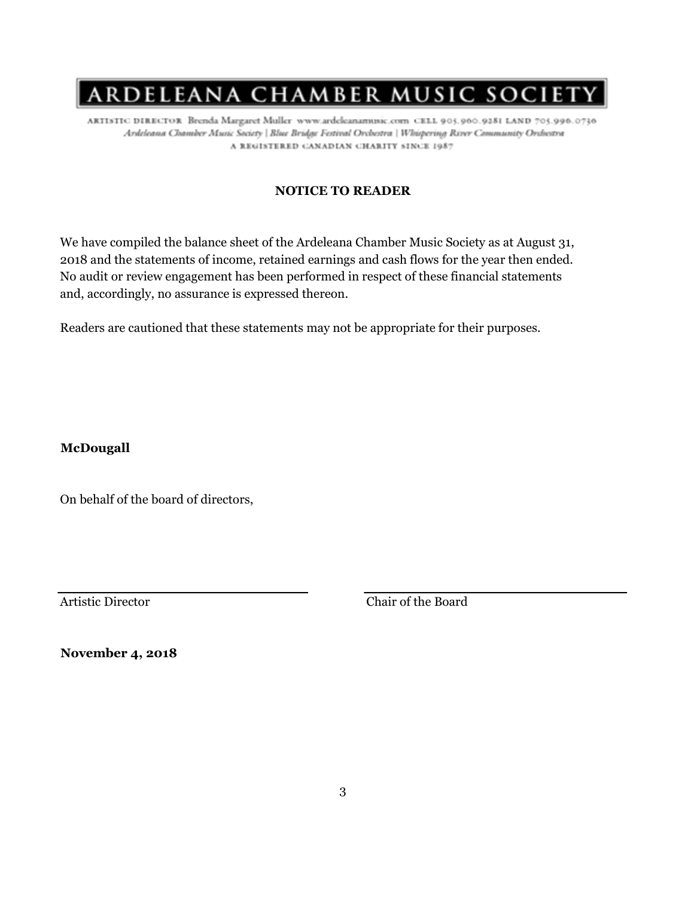# ARDELEANA CHAMBER MUSIC SOCIETY

ARTISTIC DIRECTOR Brenda Margaret Muller www.ardeleanamusic.com CELL 905.960.9281 LAND 705.996.0736
*Ardeleana Chamber Music Society | Blue Bridge Festival Orchestra | Whispering River Community Orchestra*
A REGISTERED CANADIAN CHARITY SINCE 1987

**NOTICE TO READER**

We have compiled the balance sheet of the Ardeleana Chamber Music Society as at August 31, 2018 and the statements of income, retained earnings and cash flows for the year then ended. No audit or review engagement has been performed in respect of these financial statements and, accordingly, no assurance is expressed thereon.

Readers are cautioned that these statements may not be appropriate for their purposes.

**McDougall**

On behalf of the board of directors,

| \_\_\_\_\_\_\_\_\_\_\_\_\_\_\_\_\_\_\_\_ | \_\_\_\_\_\_\_\_\_\_\_\_\_\_\_\_\_\_\_\_ |
|---|---|
| Artistic Director | Chair of the Board |

**November 4, 2018**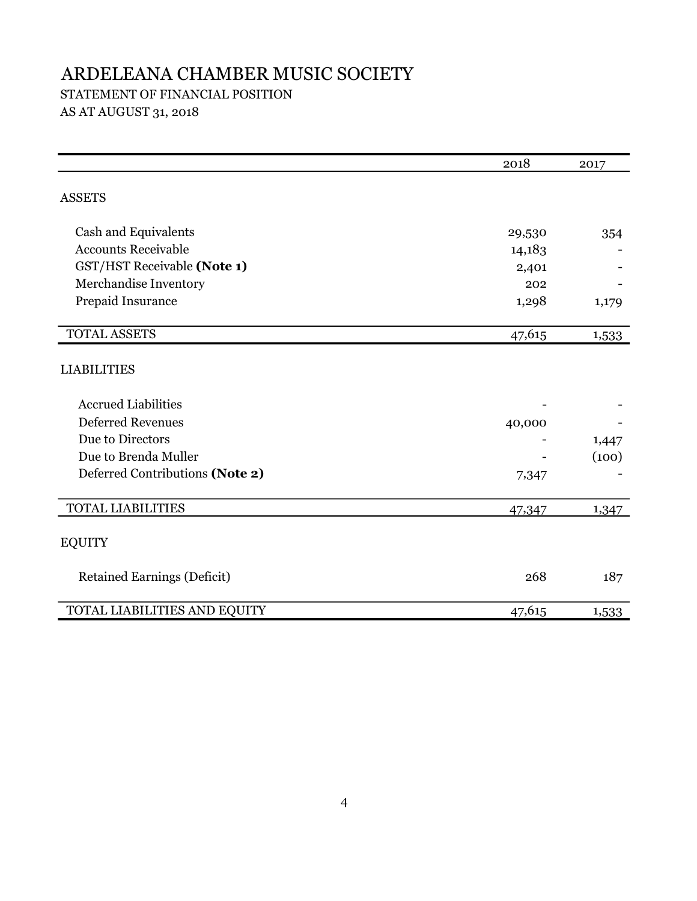# ARDELEANA CHAMBER MUSIC SOCIETY

STATEMENT OF FINANCIAL POSITION

AS AT AUGUST 31, 2018

| | 2018 | 2017 |
|---|---|---|
| ASSETS | | |
| Cash and Equivalents | 29,530 | 354 |
| Accounts Receivable | 14,183 | - |
| GST/HST Receivable **(Note 1)** | 2,401 | - |
| Merchandise Inventory | 202 | - |
| Prepaid Insurance | 1,298 | 1,179 |
| TOTAL ASSETS | 47,615 | 1,533 |
| LIABILITIES | | |
| Accrued Liabilities | - | - |
| Deferred Revenues | 40,000 | - |
| Due to Directors | - | 1,447 |
| Due to Brenda Muller | - | (100) |
| Deferred Contributions **(Note 2)** | 7,347 | - |
| TOTAL LIABILITIES | 47,347 | 1,347 |
| EQUITY | | |
| Retained Earnings (Deficit) | 268 | 187 |
| TOTAL LIABILITIES AND EQUITY | 47,615 | 1,533 |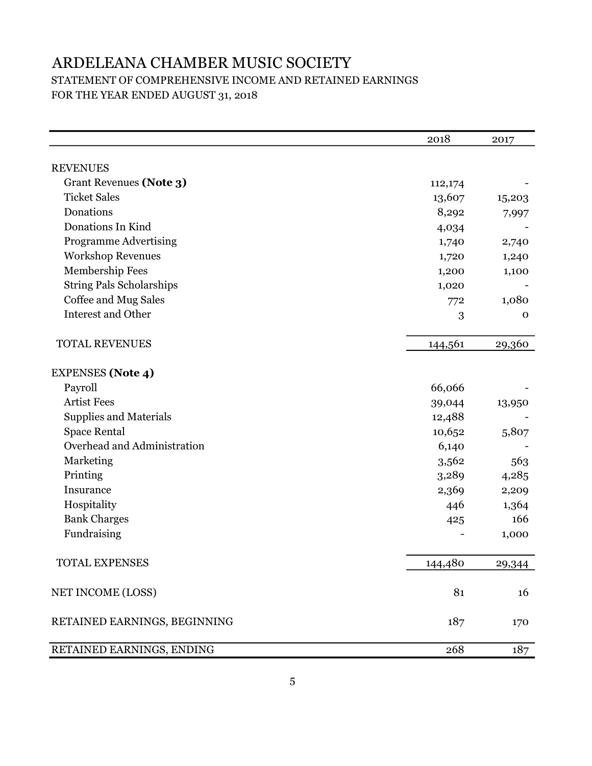# ARDELEANA CHAMBER MUSIC SOCIETY

## STATEMENT OF COMPREHENSIVE INCOME AND RETAINED EARNINGS

FOR THE YEAR ENDED AUGUST 31, 2018

| | 2018 | 2017 |
|---|---|---|
| REVENUES | | |
| Grant Revenues **(Note 3)** | 112,174 | - |
| Ticket Sales | 13,607 | 15,203 |
| Donations | 8,292 | 7,997 |
| Donations In Kind | 4,034 | - |
| Programme Advertising | 1,740 | 2,740 |
| Workshop Revenues | 1,720 | 1,240 |
| Membership Fees | 1,200 | 1,100 |
| String Pals Scholarships | 1,020 | - |
| Coffee and Mug Sales | 772 | 1,080 |
| Interest and Other | 3 | 0 |
| TOTAL REVENUES | 144,561 | 29,360 |
| EXPENSES **(Note 4)** | | |
| Payroll | 66,066 | - |
| Artist Fees | 39,044 | 13,950 |
| Supplies and Materials | 12,488 | - |
| Space Rental | 10,652 | 5,807 |
| Overhead and Administration | 6,140 | - |
| Marketing | 3,562 | 563 |
| Printing | 3,289 | 4,285 |
| Insurance | 2,369 | 2,209 |
| Hospitality | 446 | 1,364 |
| Bank Charges | 425 | 166 |
| Fundraising | - | 1,000 |
| TOTAL EXPENSES | 144,480 | 29,344 |
| NET INCOME (LOSS) | 81 | 16 |
| RETAINED EARNINGS, BEGINNING | 187 | 170 |
| RETAINED EARNINGS, ENDING | 268 | 187 |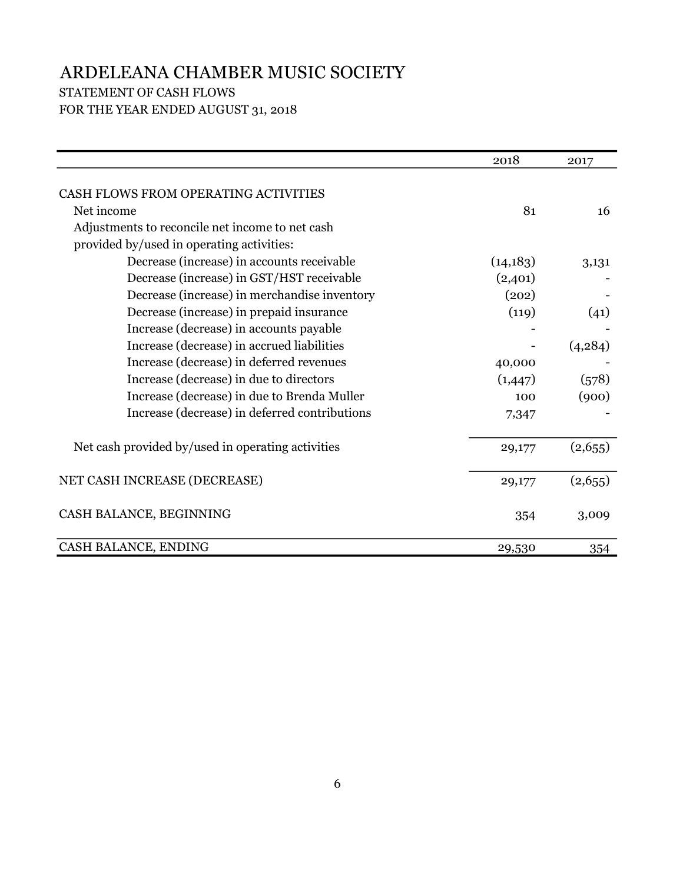# ARDELEANA CHAMBER MUSIC SOCIETY

STATEMENT OF CASH FLOWS
FOR THE YEAR ENDED AUGUST 31, 2018

| | 2018 | 2017 |
|---|---|---|
| CASH FLOWS FROM OPERATING ACTIVITIES | | |
| Net income | 81 | 16 |
| Adjustments to reconcile net income to net cash provided by/used in operating activities: | | |
| Decrease (increase) in accounts receivable | (14,183) | 3,131 |
| Decrease (increase) in GST/HST receivable | (2,401) | - |
| Decrease (increase) in merchandise inventory | (202) | - |
| Decrease (increase) in prepaid insurance | (119) | (41) |
| Increase (decrease) in accounts payable | - | - |
| Increase (decrease) in accrued liabilities | - | (4,284) |
| Increase (decrease) in deferred revenues | 40,000 | - |
| Increase (decrease) in due to directors | (1,447) | (578) |
| Increase (decrease) in due to Brenda Muller | 100 | (900) |
| Increase (decrease) in deferred contributions | 7,347 | - |
| Net cash provided by/used in operating activities | 29,177 | (2,655) |
| NET CASH INCREASE (DECREASE) | 29,177 | (2,655) |
| CASH BALANCE, BEGINNING | 354 | 3,009 |
| CASH BALANCE, ENDING | 29,530 | 354 |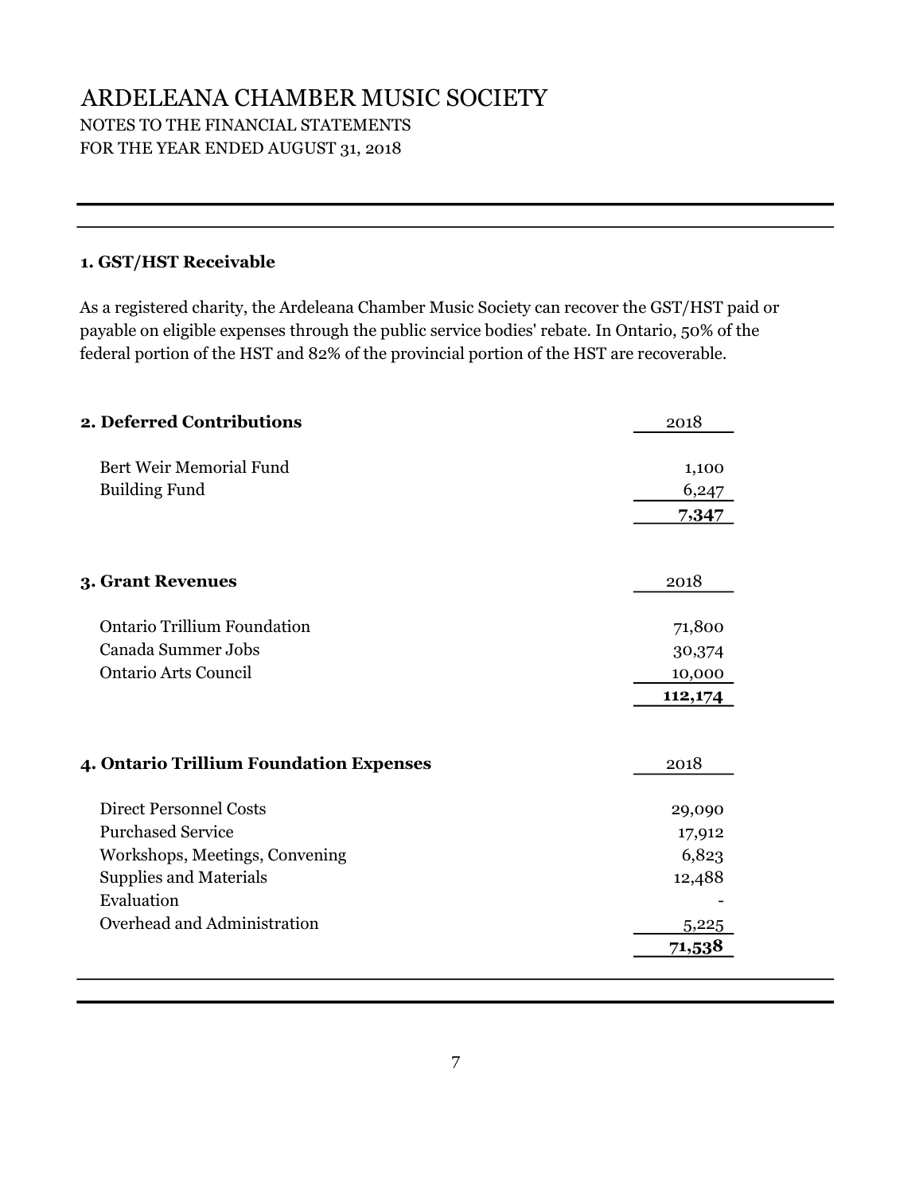# ARDELEANA CHAMBER MUSIC SOCIETY

NOTES TO THE FINANCIAL STATEMENTS
FOR THE YEAR ENDED AUGUST 31, 2018

### 1. GST/HST Receivable

As a registered charity, the Ardeleana Chamber Music Society can recover the GST/HST paid or payable on eligible expenses through the public service bodies' rebate. In Ontario, 50% of the federal portion of the HST and 82% of the provincial portion of the HST are recoverable.

| **2. Deferred Contributions** | 2018 |
| --- | --- |
| Bert Weir Memorial Fund | 1,100 |
| Building Fund | 6,247 |
| | **7,347** |

| **3. Grant Revenues** | 2018 |
| --- | --- |
| Ontario Trillium Foundation | 71,800 |
| Canada Summer Jobs | 30,374 |
| Ontario Arts Council | 10,000 |
| | **112,174** |

| **4. Ontario Trillium Foundation Expenses** | 2018 |
| --- | --- |
| Direct Personnel Costs | 29,090 |
| Purchased Service | 17,912 |
| Workshops, Meetings, Convening | 6,823 |
| Supplies and Materials | 12,488 |
| Evaluation | - |
| Overhead and Administration | 5,225 |
| | **71,538** |